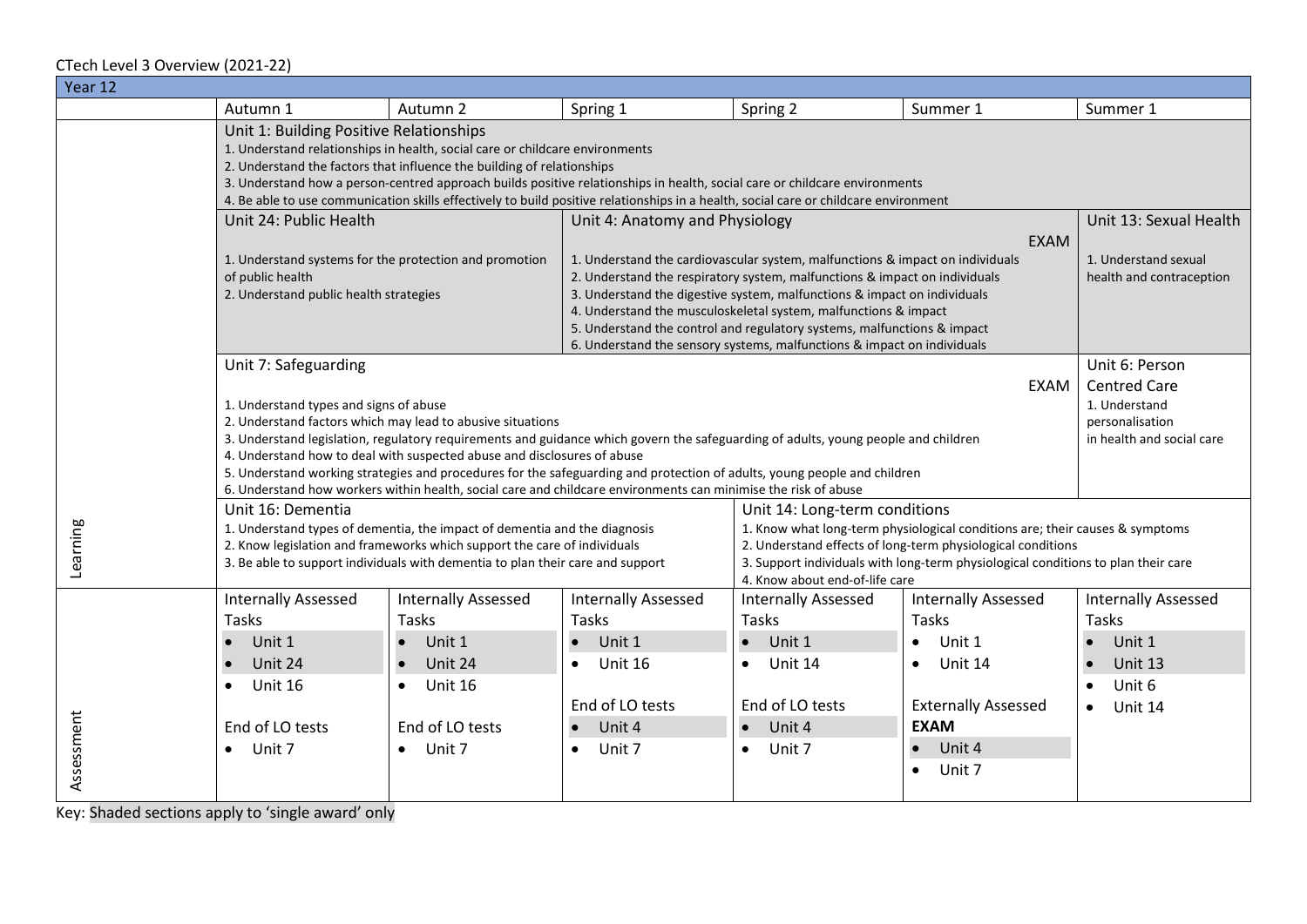CTech Level 3 Overview (2021-22)

| Year 12 | | | | | | |
|---|---|---|---|---|---|---|
| | Autumn 1 | Autumn 2 | Spring 1 | Spring 2 | Summer 1 | Summer 1 |
| Learning | Unit 1: Building Positive Relationships<br>1. Understand relationships in health, social care or childcare environments<br>2. Understand the factors that influence the building of relationships<br>3. Understand how a person-centred approach builds positive relationships in health, social care or childcare environments<br>4. Be able to use communication skills effectively to build positive relationships in a health, social care or childcare environment | | | | | |
| | Unit 24: Public Health<br>1. Understand systems for the protection and promotion of public health<br>2. Understand public health strategies | | Unit 4: Anatomy and Physiology<br>1. Understand the cardiovascular system, malfunctions & impact on individuals<br>2. Understand the respiratory system, malfunctions & impact on individuals<br>3. Understand the digestive system, malfunctions & impact on individuals<br>4. Understand the musculoskeletal system, malfunctions & impact<br>5. Understand the control and regulatory systems, malfunctions & impact<br>6. Understand the sensory systems, malfunctions & impact on individuals | | EXAM | Unit 13: Sexual Health<br>1. Understand sexual health and contraception |
| | Unit 7: Safeguarding<br>1. Understand types and signs of abuse<br>2. Understand factors which may lead to abusive situations<br>3. Understand legislation, regulatory requirements and guidance which govern the safeguarding of adults, young people and children<br>4. Understand how to deal with suspected abuse and disclosures of abuse<br>5. Understand working strategies and procedures for the safeguarding and protection of adults, young people and children<br>6. Understand how workers within health, social care and childcare environments can minimise the risk of abuse | | | | EXAM | Unit 6: Person Centred Care<br>1. Understand personalisation in health and social care |
| | Unit 16: Dementia<br>1. Understand types of dementia, the impact of dementia and the diagnosis<br>2. Know legislation and frameworks which support the care of individuals<br>3. Be able to support individuals with dementia to plan their care and support | | | Unit 14: Long-term conditions<br>1. Know what long-term physiological conditions are; their causes & symptoms<br>2. Understand effects of long-term physiological conditions<br>3. Support individuals with long-term physiological conditions to plan their care<br>4. Know about end-of-life care | | |
| Assessment | Internally Assessed Tasks<br>• Unit 1<br>• Unit 24<br>• Unit 16<br><br>End of LO tests<br>• Unit 7 | Internally Assessed Tasks<br>• Unit 1<br>• Unit 24<br>• Unit 16<br><br>End of LO tests<br>• Unit 7 | Internally Assessed Tasks<br>• Unit 1<br>• Unit 16<br><br>End of LO tests<br>• Unit 4<br>• Unit 7 | Internally Assessed Tasks<br>• Unit 1<br>• Unit 14<br><br>End of LO tests<br>• Unit 4<br>• Unit 7 | Internally Assessed Tasks<br>• Unit 1<br>• Unit 14<br><br>Externally Assessed<br>**EXAM**<br>• Unit 4<br>• Unit 7 | Internally Assessed Tasks<br>• Unit 1<br>• Unit 13<br>• Unit 6<br>• Unit 14 |

Key: Shaded sections apply to 'single award' only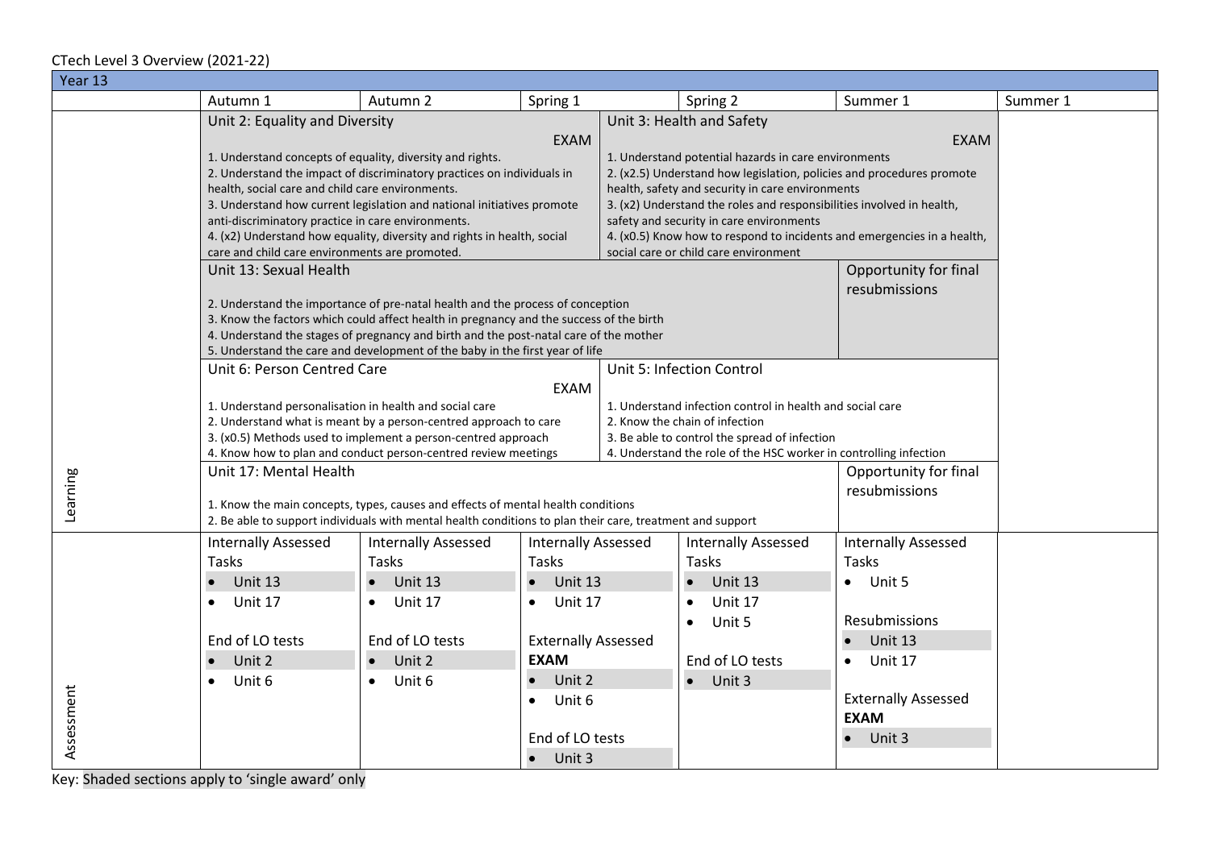CTech Level 3 Overview (2021-22)

| Year 13 | | | | | | |
|---|---|---|---|---|---|---|
| | Autumn 1 | Autumn 2 | Spring 1 | Spring 2 | Summer 1 | Summer 1 |
| Learning | **Unit 2: Equality and Diversity** EXAM<br>1. Understand concepts of equality, diversity and rights.<br>2. Understand the impact of discriminatory practices on individuals in health, social care and child care environments.<br>3. Understand how current legislation and national initiatives promote anti-discriminatory practice in care environments.<br>4. (x2) Understand how equality, diversity and rights in health, social care and child care environments are promoted. | | | **Unit 3: Health and Safety** EXAM<br>1. Understand potential hazards in care environments<br>2. (x2.5) Understand how legislation, policies and procedures promote health, safety and security in care environments<br>3. (x2) Understand the roles and responsibilities involved in health, safety and security in care environments<br>4. (x0.5) Know how to respond to incidents and emergencies in a health, social care or child care environment | | |
| | **Unit 13: Sexual Health**<br>2. Understand the importance of pre-natal health and the process of conception<br>3. Know the factors which could affect health in pregnancy and the success of the birth<br>4. Understand the stages of pregnancy and birth and the post-natal care of the mother<br>5. Understand the care and development of the baby in the first year of life | | | | Opportunity for final resubmissions | |
| | **Unit 6: Person Centred Care** EXAM<br>1. Understand personalisation in health and social care<br>2. Understand what is meant by a person-centred approach to care<br>3. (x0.5) Methods used to implement a person-centred approach<br>4. Know how to plan and conduct person-centred review meetings | | | **Unit 5: Infection Control**<br>1. Understand infection control in health and social care<br>2. Know the chain of infection<br>3. Be able to control the spread of infection<br>4. Understand the role of the HSC worker in controlling infection | | |
| | **Unit 17: Mental Health**<br>1. Know the main concepts, types, causes and effects of mental health conditions<br>2. Be able to support individuals with mental health conditions to plan their care, treatment and support | | | | Opportunity for final resubmissions | |
| Assessment | Internally Assessed Tasks<br>• Unit 13<br>• Unit 17<br><br>End of LO tests<br>• Unit 2<br>• Unit 6 | Internally Assessed Tasks<br>• Unit 13<br>• Unit 17<br><br>End of LO tests<br>• Unit 2<br>• Unit 6 | Internally Assessed Tasks<br>• Unit 13<br>• Unit 17<br><br>Externally Assessed **EXAM**<br>• Unit 2<br>• Unit 6<br><br>End of LO tests<br>• Unit 3 | Internally Assessed Tasks<br>• Unit 13<br>• Unit 17<br>• Unit 5<br><br>End of LO tests<br>• Unit 3 | Internally Assessed Tasks<br>• Unit 5<br><br>Resubmissions<br>• Unit 13<br>• Unit 17<br><br>Externally Assessed **EXAM**<br>• Unit 3 | |

Key: Shaded sections apply to 'single award' only